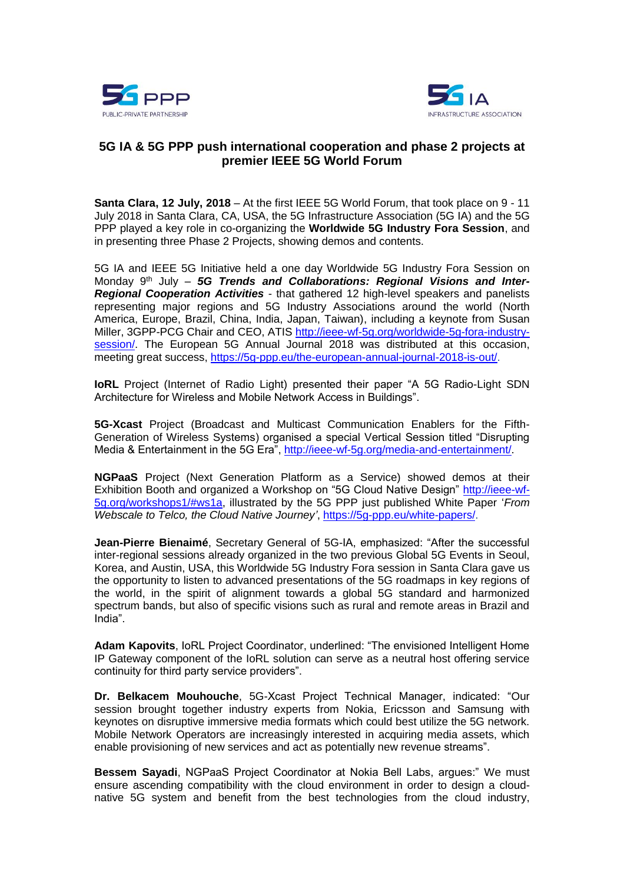5G PPP
PUBLIC-PRIVATE PARTNERSHIP

5G IA
INFRASTRUCTURE ASSOCIATION

# 5G IA & 5G PPP push international cooperation and phase 2 projects at premier IEEE 5G World Forum

**Santa Clara, 12 July, 2018** – At the first IEEE 5G World Forum, that took place on 9 - 11 July 2018 in Santa Clara, CA, USA, the 5G Infrastructure Association (5G IA) and the 5G PPP played a key role in co-organizing the **Worldwide 5G Industry Fora Session**, and in presenting three Phase 2 Projects, showing demos and contents.

5G IA and IEEE 5G Initiative held a one day Worldwide 5G Industry Fora Session on Monday 9th July – ***5G Trends and Collaborations: Regional Visions and Inter-Regional Cooperation Activities*** - that gathered 12 high-level speakers and panelists representing major regions and 5G Industry Associations around the world (North America, Europe, Brazil, China, India, Japan, Taiwan), including a keynote from Susan Miller, 3GPP-PCG Chair and CEO, ATIS http://ieee-wf-5g.org/worldwide-5g-fora-industry-session/. The European 5G Annual Journal 2018 was distributed at this occasion, meeting great success, https://5g-ppp.eu/the-european-annual-journal-2018-is-out/.

**IoRL** Project (Internet of Radio Light) presented their paper "A 5G Radio-Light SDN Architecture for Wireless and Mobile Network Access in Buildings".

**5G-Xcast** Project (Broadcast and Multicast Communication Enablers for the Fifth-Generation of Wireless Systems) organised a special Vertical Session titled "Disrupting Media & Entertainment in the 5G Era", http://ieee-wf-5g.org/media-and-entertainment/.

**NGPaaS** Project (Next Generation Platform as a Service) showed demos at their Exhibition Booth and organized a Workshop on "5G Cloud Native Design" http://ieee-wf-5g.org/workshops1/#ws1a, illustrated by the 5G PPP just published White Paper '*From Webscale to Telco, the Cloud Native Journey'*, https://5g-ppp.eu/white-papers/.

**Jean-Pierre Bienaimé**, Secretary General of 5G-IA, emphasized: "After the successful inter-regional sessions already organized in the two previous Global 5G Events in Seoul, Korea, and Austin, USA, this Worldwide 5G Industry Fora session in Santa Clara gave us the opportunity to listen to advanced presentations of the 5G roadmaps in key regions of the world, in the spirit of alignment towards a global 5G standard and harmonized spectrum bands, but also of specific visions such as rural and remote areas in Brazil and India".

**Adam Kapovits**, IoRL Project Coordinator, underlined: "The envisioned Intelligent Home IP Gateway component of the IoRL solution can serve as a neutral host offering service continuity for third party service providers".

**Dr. Belkacem Mouhouche**, 5G-Xcast Project Technical Manager, indicated: "Our session brought together industry experts from Nokia, Ericsson and Samsung with keynotes on disruptive immersive media formats which could best utilize the 5G network. Mobile Network Operators are increasingly interested in acquiring media assets, which enable provisioning of new services and act as potentially new revenue streams".

**Bessem Sayadi**, NGPaaS Project Coordinator at Nokia Bell Labs, argues:" We must ensure ascending compatibility with the cloud environment in order to design a cloud-native 5G system and benefit from the best technologies from the cloud industry,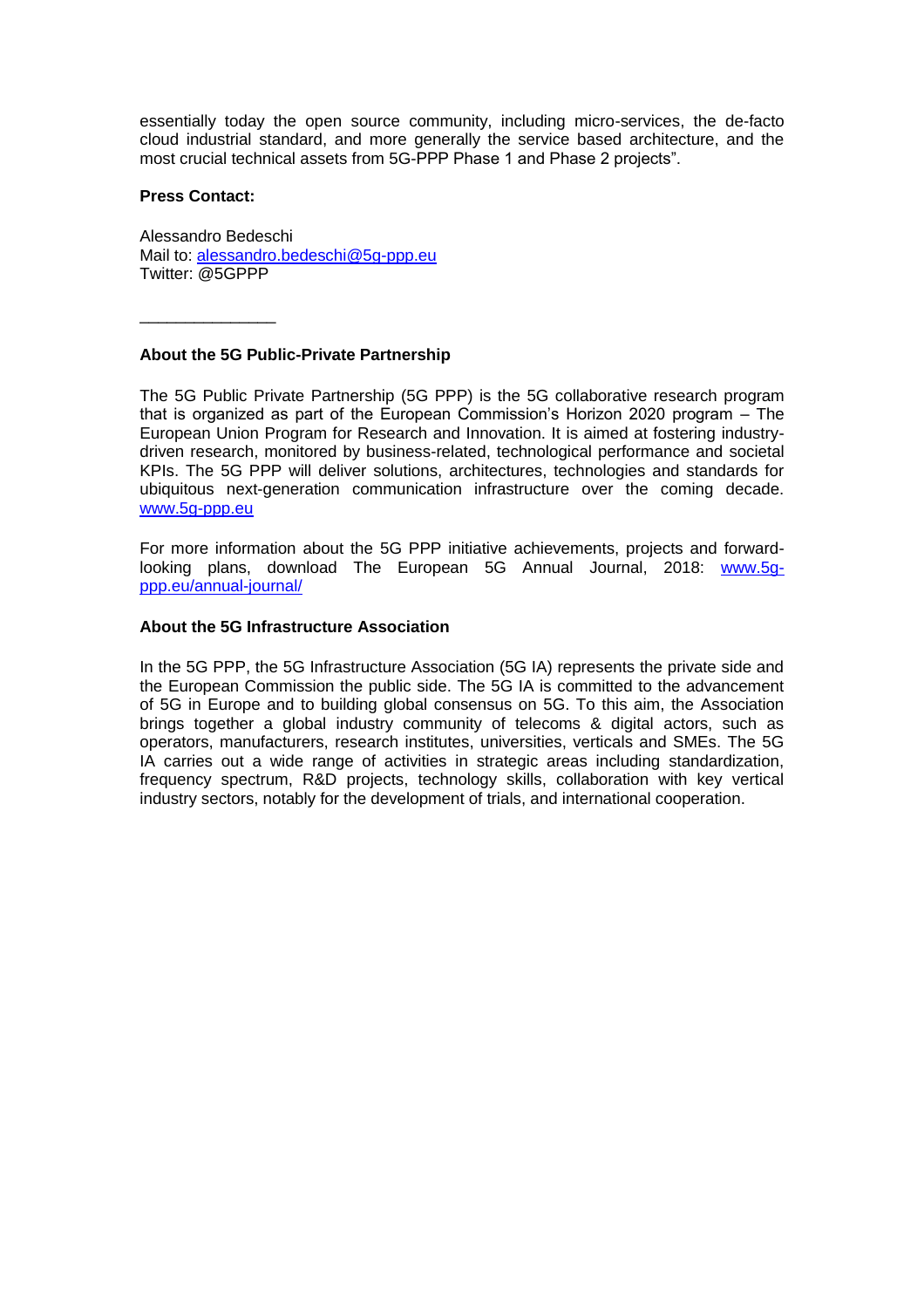essentially today the open source community, including micro-services, the de-facto cloud industrial standard, and more generally the service based architecture, and the most crucial technical assets from 5G-PPP Phase 1 and Phase 2 projects".

**Press Contact:**

Alessandro Bedeschi
Mail to: alessandro.bedeschi@5g-ppp.eu
Twitter: @5GPPP

_______________

**About the 5G Public-Private Partnership**

The 5G Public Private Partnership (5G PPP) is the 5G collaborative research program that is organized as part of the European Commission's Horizon 2020 program – The European Union Program for Research and Innovation. It is aimed at fostering industry-driven research, monitored by business-related, technological performance and societal KPIs. The 5G PPP will deliver solutions, architectures, technologies and standards for ubiquitous next-generation communication infrastructure over the coming decade. www.5g-ppp.eu

For more information about the 5G PPP initiative achievements, projects and forward-looking plans, download The European 5G Annual Journal, 2018: www.5g-ppp.eu/annual-journal/

**About the 5G Infrastructure Association**

In the 5G PPP, the 5G Infrastructure Association (5G IA) represents the private side and the European Commission the public side. The 5G IA is committed to the advancement of 5G in Europe and to building global consensus on 5G. To this aim, the Association brings together a global industry community of telecoms & digital actors, such as operators, manufacturers, research institutes, universities, verticals and SMEs. The 5G IA carries out a wide range of activities in strategic areas including standardization, frequency spectrum, R&D projects, technology skills, collaboration with key vertical industry sectors, notably for the development of trials, and international cooperation.